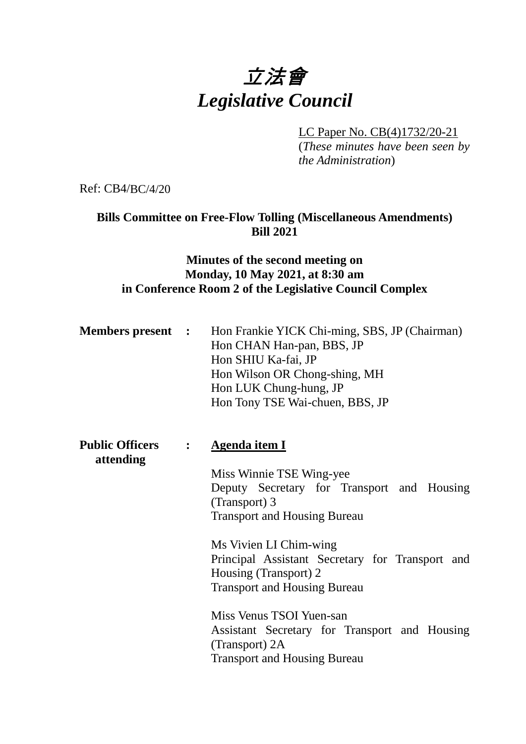# *立法會*
# *Legislative Council*

LC Paper No. CB(4)1732/20-21
(*These minutes have been seen by the Administration*)

Ref: CB4/BC/4/20

**Bills Committee on Free-Flow Tolling (Miscellaneous Amendments) Bill 2021**

**Minutes of the second meeting on Monday, 10 May 2021, at 8:30 am in Conference Room 2 of the Legislative Council Complex**

**Members present :**

Hon Frankie YICK Chi-ming, SBS, JP (Chairman)
Hon CHAN Han-pan, BBS, JP
Hon SHIU Ka-fai, JP
Hon Wilson OR Chong-shing, MH
Hon LUK Chung-hung, JP
Hon Tony TSE Wai-chuen, BBS, JP

**Public Officers attending :**

**Agenda item I**

Miss Winnie TSE Wing-yee
Deputy Secretary for Transport and Housing (Transport) 3
Transport and Housing Bureau

Ms Vivien LI Chim-wing
Principal Assistant Secretary for Transport and Housing (Transport) 2
Transport and Housing Bureau

Miss Venus TSOI Yuen-san
Assistant Secretary for Transport and Housing (Transport) 2A
Transport and Housing Bureau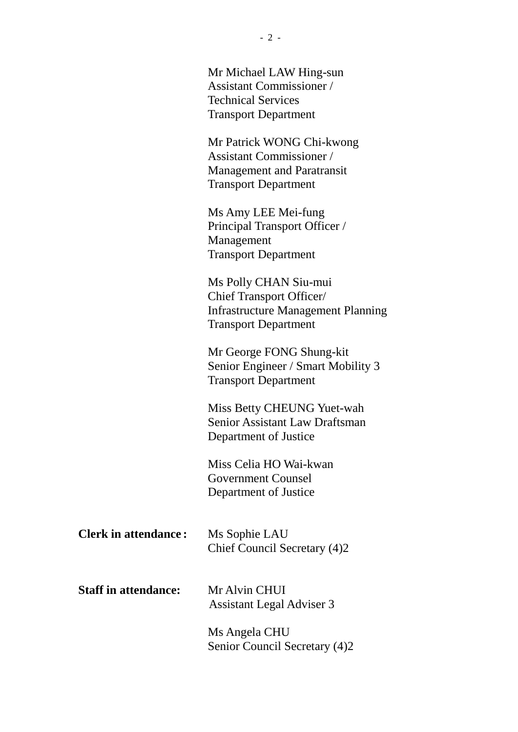Mr Michael LAW Hing-sun
Assistant Commissioner /
Technical Services
Transport Department

Mr Patrick WONG Chi-kwong
Assistant Commissioner /
Management and Paratransit
Transport Department

Ms Amy LEE Mei-fung
Principal Transport Officer /
Management
Transport Department

Ms Polly CHAN Siu-mui
Chief Transport Officer/
Infrastructure Management Planning
Transport Department

Mr George FONG Shung-kit
Senior Engineer / Smart Mobility 3
Transport Department

Miss Betty CHEUNG Yuet-wah
Senior Assistant Law Draftsman
Department of Justice

Miss Celia HO Wai-kwan
Government Counsel
Department of Justice

**Clerk in attendance :** Ms Sophie LAU
Chief Council Secretary (4)2

**Staff in attendance:** Mr Alvin CHUI
Assistant Legal Adviser 3

Ms Angela CHU
Senior Council Secretary (4)2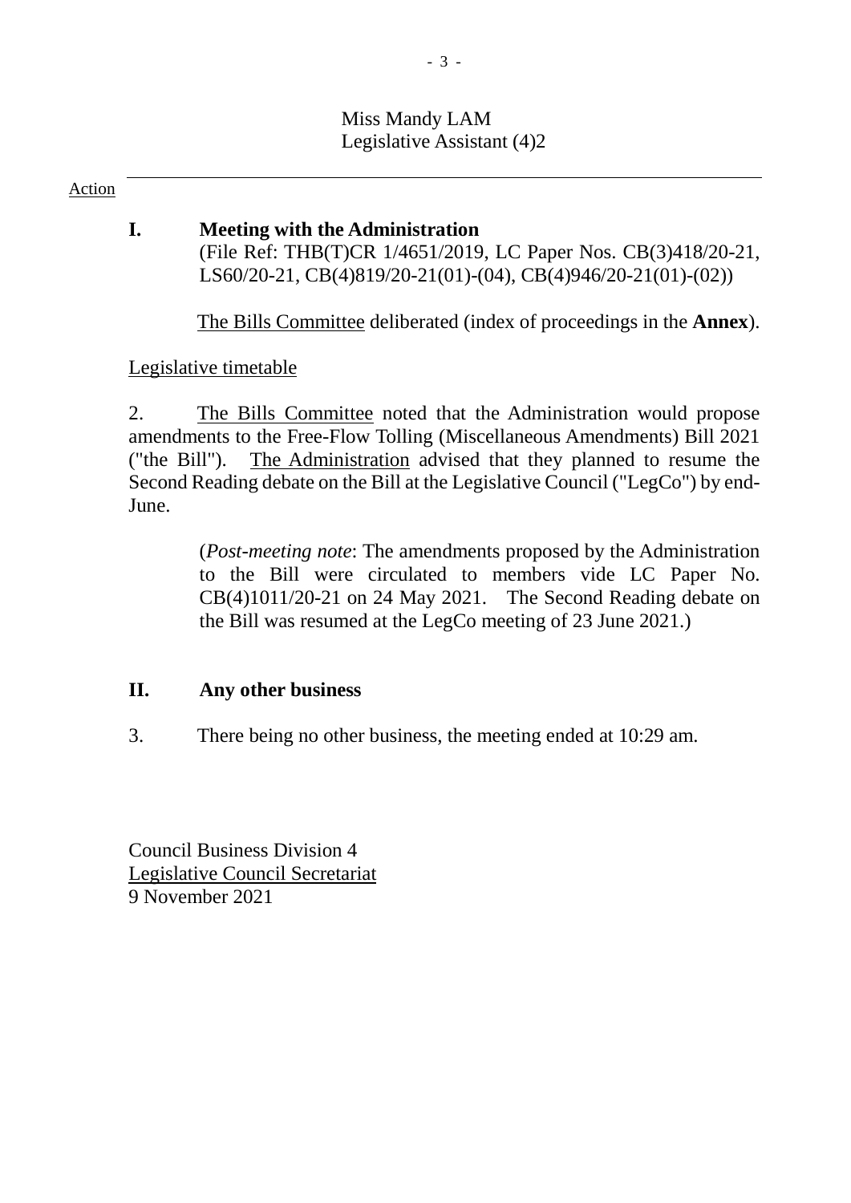Miss Mandy LAM
Legislative Assistant (4)2

Action

## I. Meeting with the Administration

(File Ref: THB(T)CR 1/4651/2019, LC Paper Nos. CB(3)418/20-21, LS60/20-21, CB(4)819/20-21(01)-(04), CB(4)946/20-21(01)-(02))

The Bills Committee deliberated (index of proceedings in the **Annex**).

Legislative timetable

2. The Bills Committee noted that the Administration would propose amendments to the Free-Flow Tolling (Miscellaneous Amendments) Bill 2021 ("the Bill"). The Administration advised that they planned to resume the Second Reading debate on the Bill at the Legislative Council ("LegCo") by end-June.

> (*Post-meeting note*: The amendments proposed by the Administration to the Bill were circulated to members vide LC Paper No. CB(4)1011/20-21 on 24 May 2021. The Second Reading debate on the Bill was resumed at the LegCo meeting of 23 June 2021.)

## II. Any other business

3. There being no other business, the meeting ended at 10:29 am.

Council Business Division 4
Legislative Council Secretariat
9 November 2021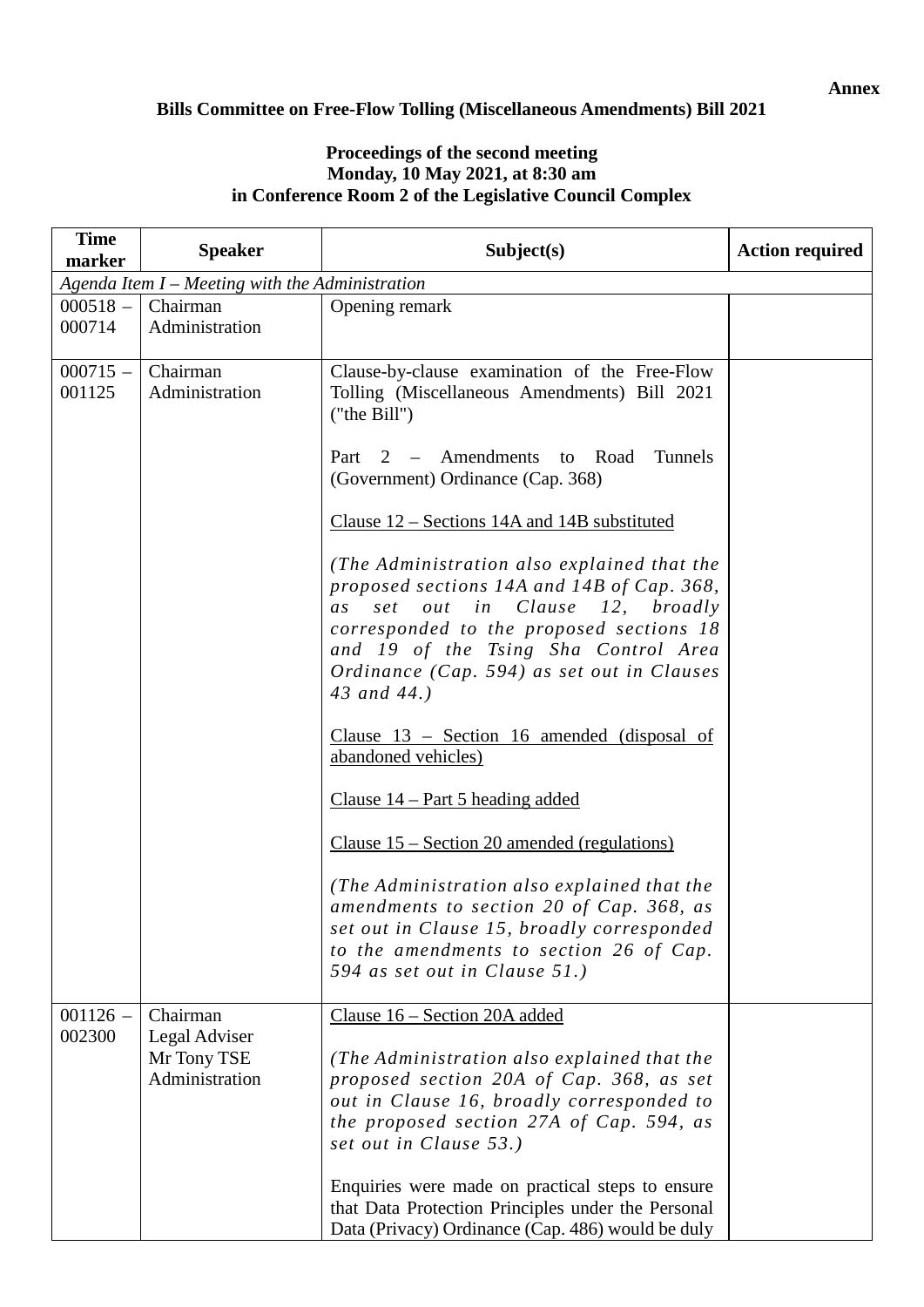**Annex**

**Bills Committee on Free-Flow Tolling (Miscellaneous Amendments) Bill 2021**

**Proceedings of the second meeting**
**Monday, 10 May 2021, at 8:30 am**
**in Conference Room 2 of the Legislative Council Complex**

| Time marker | Speaker | Subject(s) | Action required |
|---|---|---|---|
| *Agenda Item I – Meeting with the Administration* | | | |
| 000518 – 000714 | Chairman<br>Administration | Opening remark | |
| 000715 – 001125 | Chairman<br>Administration | Clause-by-clause examination of the Free-Flow Tolling (Miscellaneous Amendments) Bill 2021 ("the Bill")<br><br>Part 2 – Amendments to Road Tunnels (Government) Ordinance (Cap. 368)<br><br><u>Clause 12 – Sections 14A and 14B substituted</u><br><br>*(The Administration also explained that the proposed sections 14A and 14B of Cap. 368, as set out in Clause 12, broadly corresponded to the proposed sections 18 and 19 of the Tsing Sha Control Area Ordinance (Cap. 594) as set out in Clauses 43 and 44.)*<br><br><u>Clause 13 – Section 16 amended (disposal of abandoned vehicles)</u><br><br><u>Clause 14 – Part 5 heading added</u><br><br><u>Clause 15 – Section 20 amended (regulations)</u><br><br>*(The Administration also explained that the amendments to section 20 of Cap. 368, as set out in Clause 15, broadly corresponded to the amendments to section 26 of Cap. 594 as set out in Clause 51.)* | |
| 001126 – 002300 | Chairman<br>Legal Adviser<br>Mr Tony TSE<br>Administration | <u>Clause 16 – Section 20A added</u><br><br>*(The Administration also explained that the proposed section 20A of Cap. 368, as set out in Clause 16, broadly corresponded to the proposed section 27A of Cap. 594, as set out in Clause 53.)*<br><br>Enquiries were made on practical steps to ensure that Data Protection Principles under the Personal Data (Privacy) Ordinance (Cap. 486) would be duly | |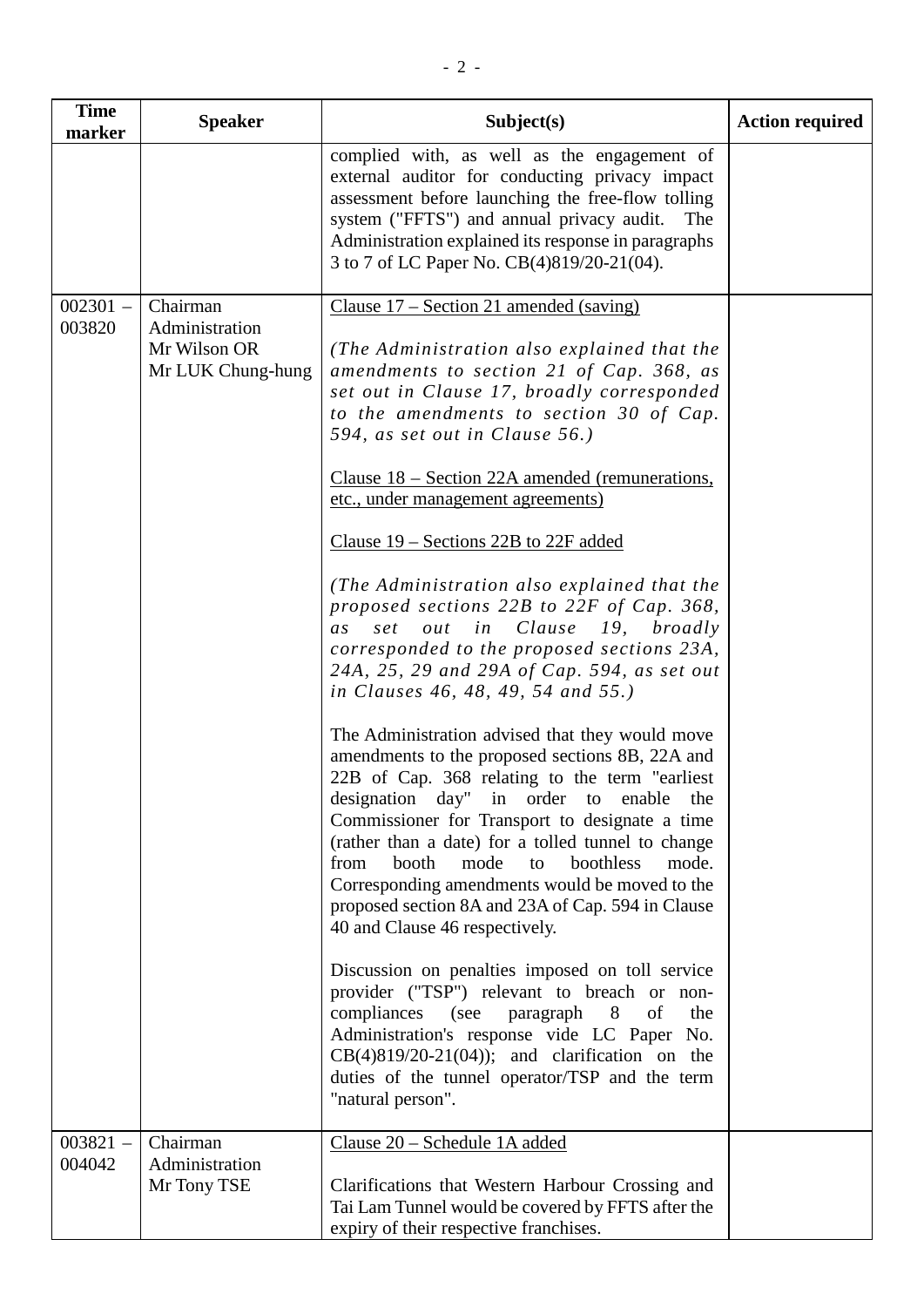| Time marker | Speaker | Subject(s) | Action required |
|---|---|---|---|
| | | complied with, as well as the engagement of external auditor for conducting privacy impact assessment before launching the free-flow tolling system ("FFTS") and annual privacy audit. The Administration explained its response in paragraphs 3 to 7 of LC Paper No. CB(4)819/20-21(04). | |
| 002301 – 003820 | Chairman<br>Administration<br>Mr Wilson OR<br>Mr LUK Chung-hung | <u>Clause 17 – Section 21 amended (saving)</u><br><br>*(The Administration also explained that the amendments to section 21 of Cap. 368, as set out in Clause 17, broadly corresponded to the amendments to section 30 of Cap. 594, as set out in Clause 56.)*<br><br><u>Clause 18 – Section 22A amended (remunerations, etc., under management agreements)</u><br><br><u>Clause 19 – Sections 22B to 22F added</u><br><br>*(The Administration also explained that the proposed sections 22B to 22F of Cap. 368, as set out in Clause 19, broadly corresponded to the proposed sections 23A, 24A, 25, 29 and 29A of Cap. 594, as set out in Clauses 46, 48, 49, 54 and 55.)*<br><br>The Administration advised that they would move amendments to the proposed sections 8B, 22A and 22B of Cap. 368 relating to the term "earliest designation day" in order to enable the Commissioner for Transport to designate a time (rather than a date) for a tolled tunnel to change from booth mode to boothless mode. Corresponding amendments would be moved to the proposed section 8A and 23A of Cap. 594 in Clause 40 and Clause 46 respectively.<br><br>Discussion on penalties imposed on toll service provider ("TSP") relevant to breach or non-compliances (see paragraph 8 of the Administration's response vide LC Paper No. CB(4)819/20-21(04)); and clarification on the duties of the tunnel operator/TSP and the term "natural person". | |
| 003821 – 004042 | Chairman<br>Administration<br>Mr Tony TSE | <u>Clause 20 – Schedule 1A added</u><br><br>Clarifications that Western Harbour Crossing and Tai Lam Tunnel would be covered by FFTS after the expiry of their respective franchises. | |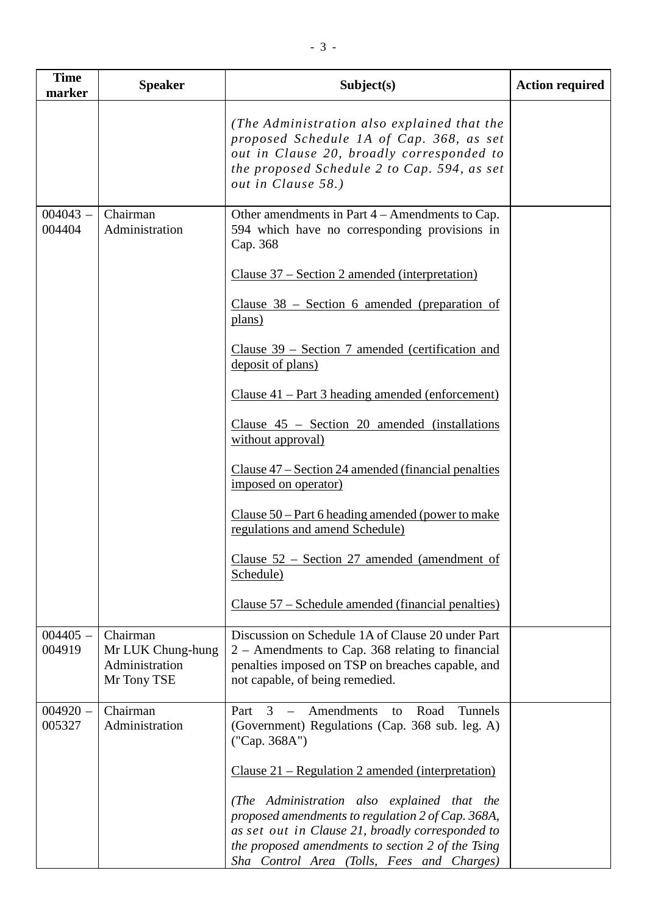| Time marker | Speaker | Subject(s) | Action required |
|---|---|---|---|
| | | *(The Administration also explained that the proposed Schedule 1A of Cap. 368, as set out in Clause 20, broadly corresponded to the proposed Schedule 2 to Cap. 594, as set out in Clause 58.)* | |
| 004043 – 004404 | Chairman<br>Administration | Other amendments in Part 4 – Amendments to Cap. 594 which have no corresponding provisions in Cap. 368<br><br><u>Clause 37 – Section 2 amended (interpretation)</u><br><br><u>Clause 38 – Section 6 amended (preparation of plans)</u><br><br><u>Clause 39 – Section 7 amended (certification and deposit of plans)</u><br><br><u>Clause 41 – Part 3 heading amended (enforcement)</u><br><br><u>Clause 45 – Section 20 amended (installations without approval)</u><br><br><u>Clause 47 – Section 24 amended (financial penalties imposed on operator)</u><br><br><u>Clause 50 – Part 6 heading amended (power to make regulations and amend Schedule)</u><br><br><u>Clause 52 – Section 27 amended (amendment of Schedule)</u><br><br><u>Clause 57 – Schedule amended (financial penalties)</u> | |
| 004405 – 004919 | Chairman<br>Mr LUK Chung-hung<br>Administration<br>Mr Tony TSE | Discussion on Schedule 1A of Clause 20 under Part 2 – Amendments to Cap. 368 relating to financial penalties imposed on TSP on breaches capable, and not capable, of being remedied. | |
| 004920 – 005327 | Chairman<br>Administration | Part 3 – Amendments to Road Tunnels (Government) Regulations (Cap. 368 sub. leg. A) ("Cap. 368A")<br><br><u>Clause 21 – Regulation 2 amended (interpretation)</u><br><br>*(The Administration also explained that the proposed amendments to regulation 2 of Cap. 368A, as set out in Clause 21, broadly corresponded to the proposed amendments to section 2 of the Tsing Sha Control Area (Tolls, Fees and Charges)* | |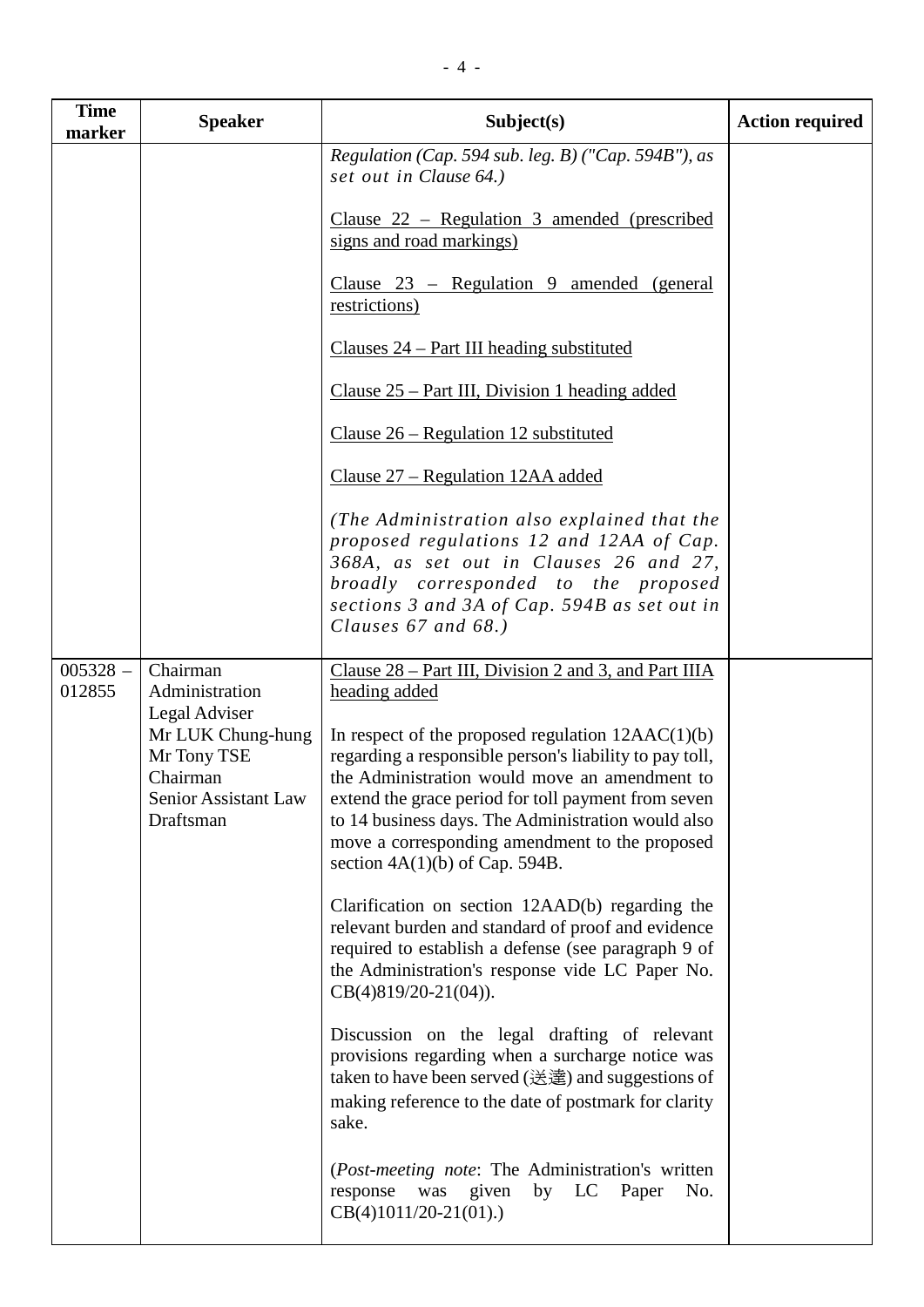| Time marker | Speaker | Subject(s) | Action required |
|---|---|---|---|
| | | *Regulation (Cap. 594 sub. leg. B) ("Cap. 594B"), as set out in Clause 64.)*<br><br><u>Clause 22 – Regulation 3 amended (prescribed signs and road markings)</u><br><br><u>Clause 23 – Regulation 9 amended (general restrictions)</u><br><br><u>Clauses 24 – Part III heading substituted</u><br><br><u>Clause 25 – Part III, Division 1 heading added</u><br><br><u>Clause 26 – Regulation 12 substituted</u><br><br><u>Clause 27 – Regulation 12AA added</u><br><br>*(The Administration also explained that the proposed regulations 12 and 12AA of Cap. 368A, as set out in Clauses 26 and 27, broadly corresponded to the proposed sections 3 and 3A of Cap. 594B as set out in Clauses 67 and 68.)* | |
| 005328 – 012855 | Chairman<br>Administration<br>Legal Adviser<br>Mr LUK Chung-hung<br>Mr Tony TSE<br>Chairman<br>Senior Assistant Law Draftsman | <u>Clause 28 – Part III, Division 2 and 3, and Part IIIA heading added</u><br><br>In respect of the proposed regulation 12AAC(1)(b) regarding a responsible person's liability to pay toll, the Administration would move an amendment to extend the grace period for toll payment from seven to 14 business days. The Administration would also move a corresponding amendment to the proposed section 4A(1)(b) of Cap. 594B.<br><br>Clarification on section 12AAD(b) regarding the relevant burden and standard of proof and evidence required to establish a defense (see paragraph 9 of the Administration's response vide LC Paper No. CB(4)819/20-21(04)).<br><br>Discussion on the legal drafting of relevant provisions regarding when a surcharge notice was taken to have been served (送達) and suggestions of making reference to the date of postmark for clarity sake.<br><br>(*Post-meeting note*: The Administration's written response was given by LC Paper No. CB(4)1011/20-21(01).) | |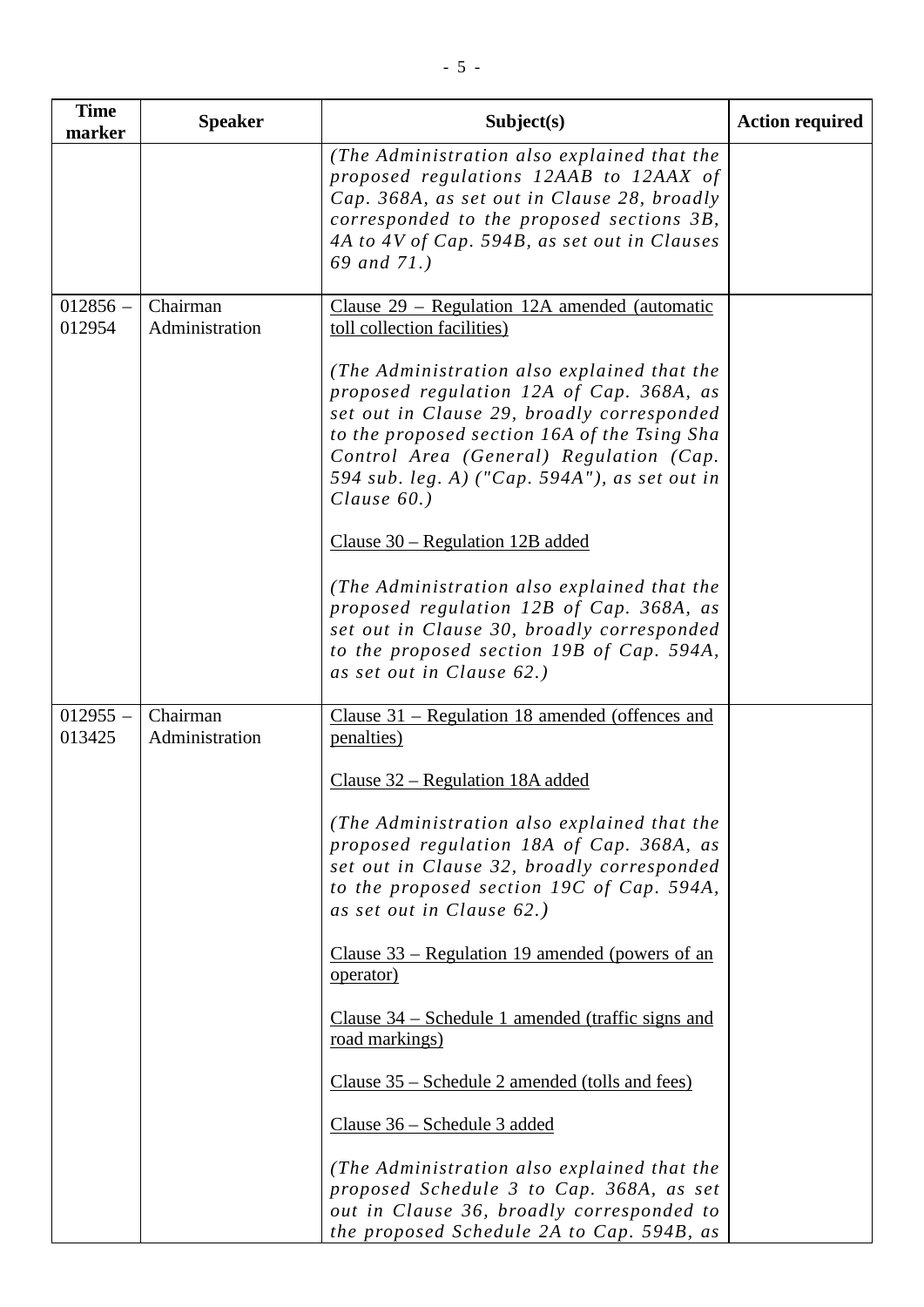| Time marker | Speaker | Subject(s) | Action required |
|---|---|---|---|
| | | *(The Administration also explained that the proposed regulations 12AAB to 12AAX of Cap. 368A, as set out in Clause 28, broadly corresponded to the proposed sections 3B, 4A to 4V of Cap. 594B, as set out in Clauses 69 and 71.)* | |
| 012856 – 012954 | Chairman Administration | Clause 29 – Regulation 12A amended (automatic toll collection facilities)<br><br>*(The Administration also explained that the proposed regulation 12A of Cap. 368A, as set out in Clause 29, broadly corresponded to the proposed section 16A of the Tsing Sha Control Area (General) Regulation (Cap. 594 sub. leg. A) ("Cap. 594A"), as set out in Clause 60.)*<br><br>Clause 30 – Regulation 12B added<br><br>*(The Administration also explained that the proposed regulation 12B of Cap. 368A, as set out in Clause 30, broadly corresponded to the proposed section 19B of Cap. 594A, as set out in Clause 62.)* | |
| 012955 – 013425 | Chairman Administration | Clause 31 – Regulation 18 amended (offences and penalties)<br><br>Clause 32 – Regulation 18A added<br><br>*(The Administration also explained that the proposed regulation 18A of Cap. 368A, as set out in Clause 32, broadly corresponded to the proposed section 19C of Cap. 594A, as set out in Clause 62.)*<br><br>Clause 33 – Regulation 19 amended (powers of an operator)<br><br>Clause 34 – Schedule 1 amended (traffic signs and road markings)<br><br>Clause 35 – Schedule 2 amended (tolls and fees)<br><br>Clause 36 – Schedule 3 added<br><br>*(The Administration also explained that the proposed Schedule 3 to Cap. 368A, as set out in Clause 36, broadly corresponded to the proposed Schedule 2A to Cap. 594B, as* | |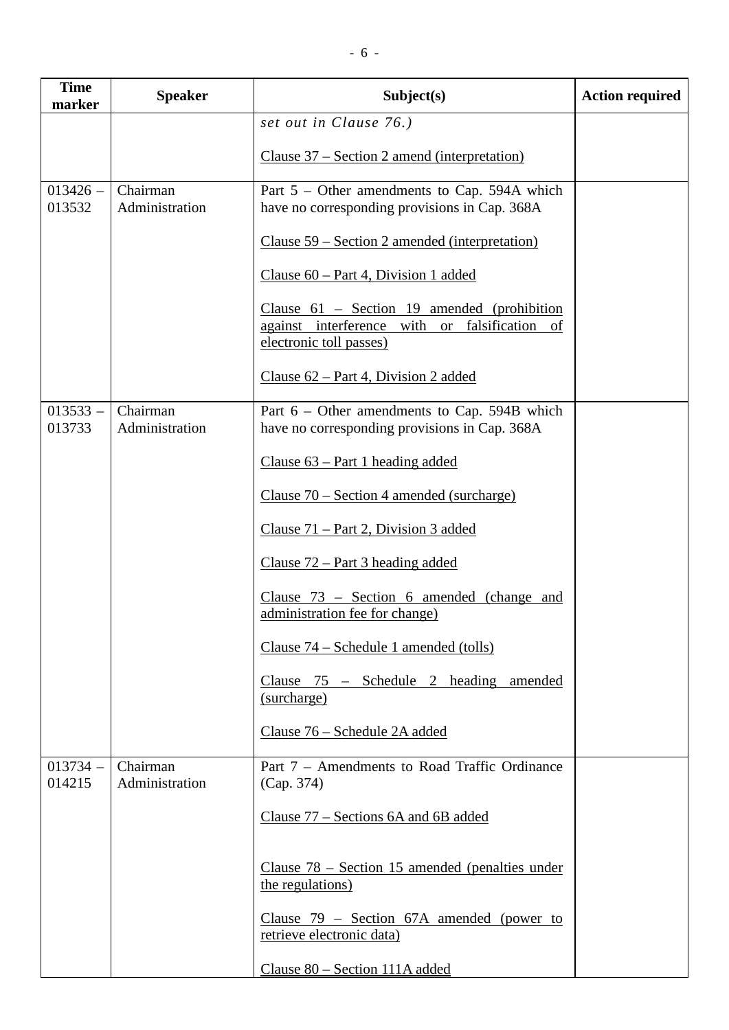| Time marker | Speaker | Subject(s) | Action required |
|---|---|---|---|
| | | *set out in Clause 76.)*<br><br>Clause 37 – Section 2 amend (interpretation) | |
| 013426 – 013532 | Chairman<br>Administration | Part 5 – Other amendments to Cap. 594A which have no corresponding provisions in Cap. 368A<br><br>Clause 59 – Section 2 amended (interpretation)<br><br>Clause 60 – Part 4, Division 1 added<br><br>Clause 61 – Section 19 amended (prohibition against interference with or falsification of electronic toll passes)<br><br>Clause 62 – Part 4, Division 2 added | |
| 013533 – 013733 | Chairman<br>Administration | Part 6 – Other amendments to Cap. 594B which have no corresponding provisions in Cap. 368A<br><br>Clause 63 – Part 1 heading added<br><br>Clause 70 – Section 4 amended (surcharge)<br><br>Clause 71 – Part 2, Division 3 added<br><br>Clause 72 – Part 3 heading added<br><br>Clause 73 – Section 6 amended (change and administration fee for change)<br><br>Clause 74 – Schedule 1 amended (tolls)<br><br>Clause 75 – Schedule 2 heading amended (surcharge)<br><br>Clause 76 – Schedule 2A added | |
| 013734 – 014215 | Chairman<br>Administration | Part 7 – Amendments to Road Traffic Ordinance (Cap. 374)<br><br>Clause 77 – Sections 6A and 6B added<br><br>Clause 78 – Section 15 amended (penalties under the regulations)<br><br>Clause 79 – Section 67A amended (power to retrieve electronic data)<br><br>Clause 80 – Section 111A added | |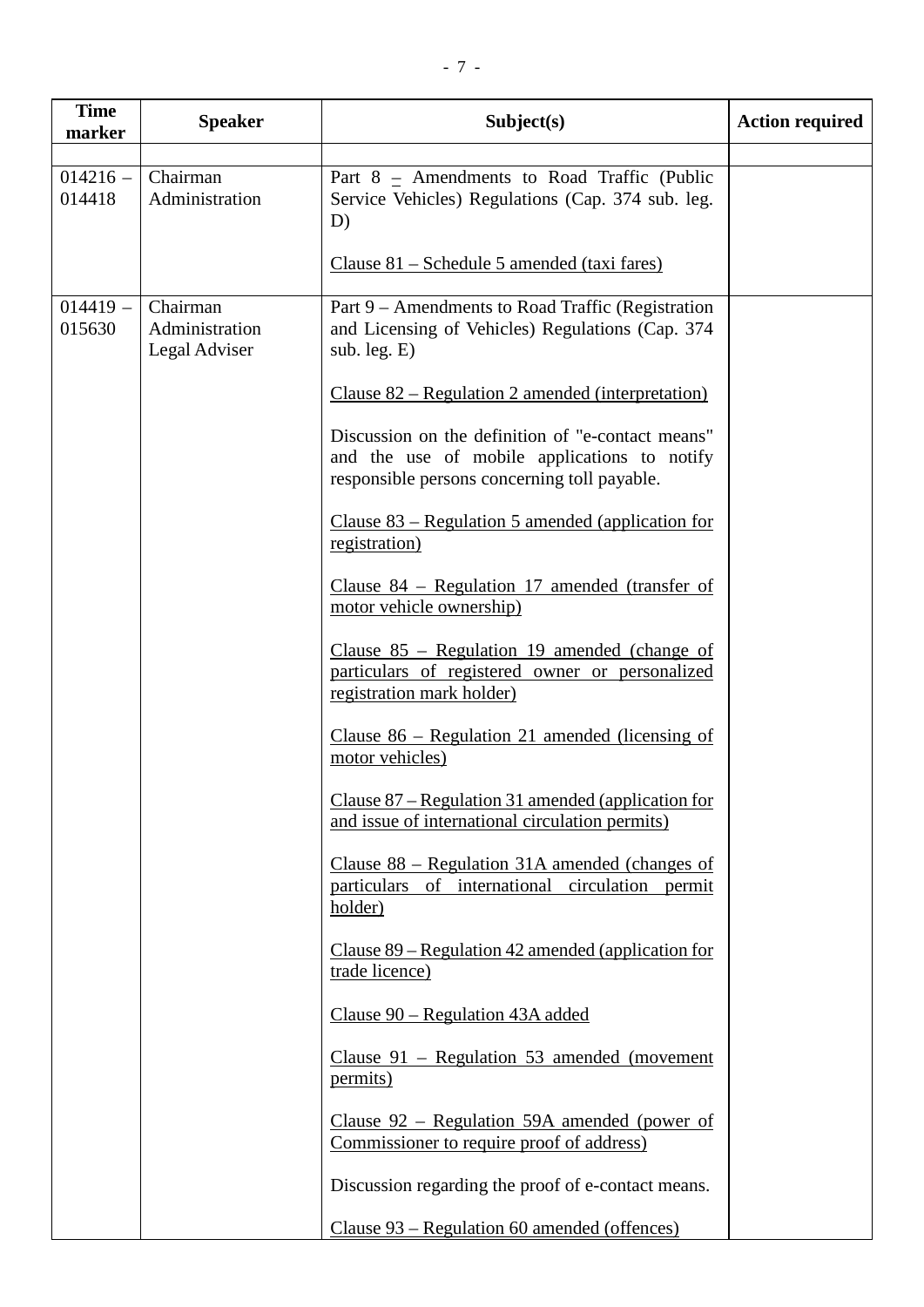| Time marker | Speaker | Subject(s) | Action required |
|---|---|---|---|
| | | | |
| 014216 – 014418 | Chairman<br>Administration | Part 8 – Amendments to Road Traffic (Public Service Vehicles) Regulations (Cap. 374 sub. leg. D)<br><br>Clause 81 – Schedule 5 amended (taxi fares) | |
| 014419 – 015630 | Chairman<br>Administration<br>Legal Adviser | Part 9 – Amendments to Road Traffic (Registration and Licensing of Vehicles) Regulations (Cap. 374 sub. leg. E)<br><br>Clause 82 – Regulation 2 amended (interpretation)<br><br>Discussion on the definition of "e-contact means" and the use of mobile applications to notify responsible persons concerning toll payable.<br><br>Clause 83 – Regulation 5 amended (application for registration)<br><br>Clause 84 – Regulation 17 amended (transfer of motor vehicle ownership)<br><br>Clause 85 – Regulation 19 amended (change of particulars of registered owner or personalized registration mark holder)<br><br>Clause 86 – Regulation 21 amended (licensing of motor vehicles)<br><br>Clause 87 – Regulation 31 amended (application for and issue of international circulation permits)<br><br>Clause 88 – Regulation 31A amended (changes of particulars of international circulation permit holder)<br><br>Clause 89 – Regulation 42 amended (application for trade licence)<br><br>Clause 90 – Regulation 43A added<br><br>Clause 91 – Regulation 53 amended (movement permits)<br><br>Clause 92 – Regulation 59A amended (power of Commissioner to require proof of address)<br><br>Discussion regarding the proof of e-contact means.<br><br>Clause 93 – Regulation 60 amended (offences) | |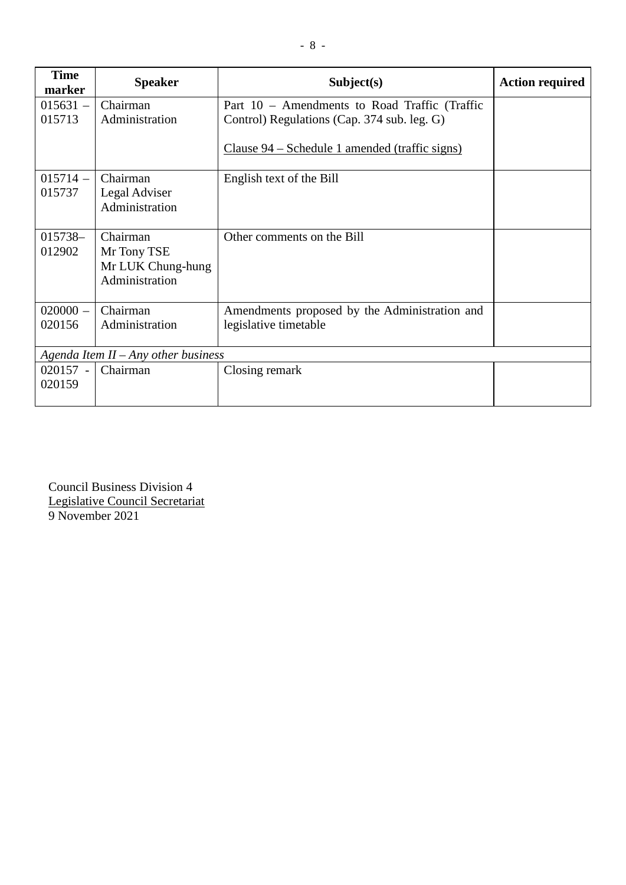| Time marker | Speaker | Subject(s) | Action required |
|---|---|---|---|
| 015631 – 015713 | Chairman<br>Administration | Part 10 – Amendments to Road Traffic (Traffic Control) Regulations (Cap. 374 sub. leg. G)<br><br><u>Clause 94 – Schedule 1 amended (traffic signs)</u> | |
| 015714 – 015737 | Chairman<br>Legal Adviser<br>Administration | English text of the Bill | |
| 015738– 012902 | Chairman<br>Mr Tony TSE<br>Mr LUK Chung-hung<br>Administration | Other comments on the Bill | |
| 020000 – 020156 | Chairman<br>Administration | Amendments proposed by the Administration and legislative timetable | |
| *Agenda Item II – Any other business* | | | |
| 020157 - 020159 | Chairman | Closing remark | |

Council Business Division 4
<u>Legislative Council Secretariat</u>
9 November 2021